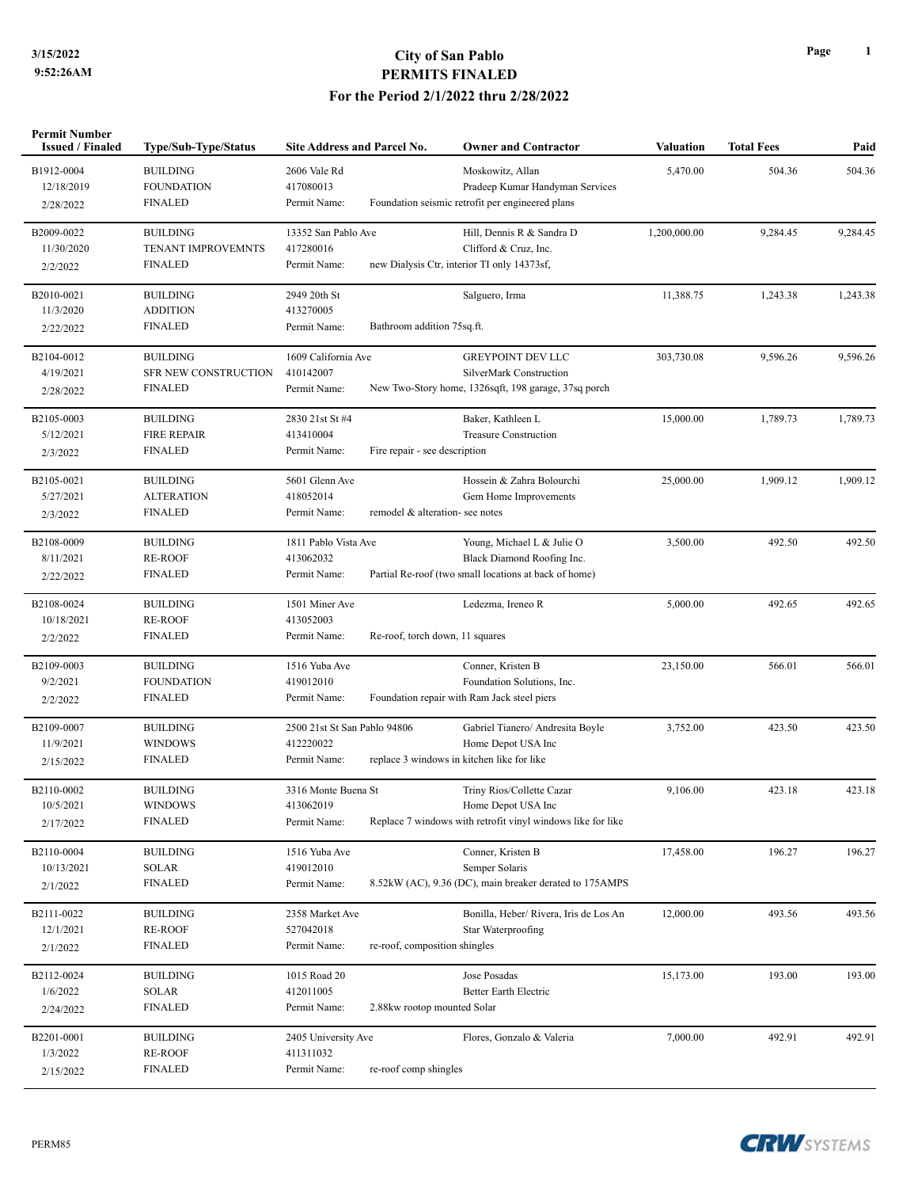# City of San Pablo

## PERMITS FINALED

### For the Period 2/1/2022 thru 2/28/2022

3/15/2022
9:52:26AM

| Permit Number Issued / Finaled | Type/Sub-Type/Status | Site Address and Parcel No. | Owner and Contractor | Valuation | Total Fees | Paid |
|---|---|---|---|---|---|---|
| B1912-0004<br>12/18/2019<br>2/28/2022 | BUILDING<br>FOUNDATION<br>FINALED | 2606 Vale Rd<br>417080013<br>Permit Name: Foundation seismic retrofit per engineered plans | Moskowitz, Allan<br>Pradeep Kumar Handyman Services | 5,470.00 | 504.36 | 504.36 |
| B2009-0022<br>11/30/2020<br>2/2/2022 | BUILDING<br>TENANT IMPROVEMNTS<br>FINALED | 13352 San Pablo Ave<br>417280016<br>Permit Name: new Dialysis Ctr, interior TI only 14373sf, | Hill, Dennis R & Sandra D<br>Clifford & Cruz, Inc. | 1,200,000.00 | 9,284.45 | 9,284.45 |
| B2010-0021<br>11/3/2020<br>2/22/2022 | BUILDING<br>ADDITION<br>FINALED | 2949 20th St<br>413270005<br>Permit Name: Bathroom addition 75sq.ft. | Salguero, Irma | 11,388.75 | 1,243.38 | 1,243.38 |
| B2104-0012<br>4/19/2021<br>2/28/2022 | BUILDING<br>SFR NEW CONSTRUCTION<br>FINALED | 1609 California Ave<br>410142007<br>Permit Name: New Two-Story home, 1326sqft, 198 garage, 37sq porch | GREYPOINT DEV LLC<br>SilverMark Construction | 303,730.08 | 9,596.26 | 9,596.26 |
| B2105-0003<br>5/12/2021<br>2/3/2022 | BUILDING<br>FIRE REPAIR<br>FINALED | 2830 21st St #4<br>413410004<br>Permit Name: Fire repair - see description | Baker, Kathleen L<br>Treasure Construction | 15,000.00 | 1,789.73 | 1,789.73 |
| B2105-0021<br>5/27/2021<br>2/3/2022 | BUILDING<br>ALTERATION<br>FINALED | 5601 Glenn Ave<br>418052014<br>Permit Name: remodel & alteration- see notes | Hossein & Zahra Bolourchi<br>Gem Home Improvements | 25,000.00 | 1,909.12 | 1,909.12 |
| B2108-0009<br>8/11/2021<br>2/22/2022 | BUILDING<br>RE-ROOF<br>FINALED | 1811 Pablo Vista Ave<br>413062032<br>Permit Name: Partial Re-roof (two small locations at back of home) | Young, Michael L & Julie O<br>Black Diamond Roofing Inc. | 3,500.00 | 492.50 | 492.50 |
| B2108-0024<br>10/18/2021<br>2/2/2022 | BUILDING<br>RE-ROOF<br>FINALED | 1501 Miner Ave<br>413052003<br>Permit Name: Re-roof, torch down, 11 squares | Ledezma, Ireneo R | 5,000.00 | 492.65 | 492.65 |
| B2109-0003<br>9/2/2021<br>2/2/2022 | BUILDING<br>FOUNDATION<br>FINALED | 1516 Yuba Ave<br>419012010<br>Permit Name: Foundation repair with Ram Jack steel piers | Conner, Kristen B<br>Foundation Solutions, Inc. | 23,150.00 | 566.01 | 566.01 |
| B2109-0007<br>11/9/2021<br>2/15/2022 | BUILDING<br>WINDOWS<br>FINALED | 2500 21st St San Pablo 94806<br>412220022<br>Permit Name: replace 3 windows in kitchen like for like | Gabriel Tianero/ Andresita Boyle<br>Home Depot USA Inc | 3,752.00 | 423.50 | 423.50 |
| B2110-0002<br>10/5/2021<br>2/17/2022 | BUILDING<br>WINDOWS<br>FINALED | 3316 Monte Buena St<br>413062019<br>Permit Name: Replace 7 windows with retrofit vinyl windows like for like | Triny Rios/Collette Cazar<br>Home Depot USA Inc | 9,106.00 | 423.18 | 423.18 |
| B2110-0004<br>10/13/2021<br>2/1/2022 | BUILDING<br>SOLAR<br>FINALED | 1516 Yuba Ave<br>419012010<br>Permit Name: 8.52kW (AC), 9.36 (DC), main breaker derated to 175AMPS | Conner, Kristen B<br>Semper Solaris | 17,458.00 | 196.27 | 196.27 |
| B2111-0022<br>12/1/2021<br>2/1/2022 | BUILDING<br>RE-ROOF<br>FINALED | 2358 Market Ave<br>527042018<br>Permit Name: re-roof, composition shingles | Bonilla, Heber/ Rivera, Iris de Los An<br>Star Waterproofing | 12,000.00 | 493.56 | 493.56 |
| B2112-0024<br>1/6/2022<br>2/24/2022 | BUILDING<br>SOLAR<br>FINALED | 1015 Road 20<br>412011005<br>Permit Name: 2.88kw rootop mounted Solar | Jose Posadas<br>Better Earth Electric | 15,173.00 | 193.00 | 193.00 |
| B2201-0001<br>1/3/2022<br>2/15/2022 | BUILDING<br>RE-ROOF<br>FINALED | 2405 University Ave<br>411311032<br>Permit Name: re-roof comp shingles | Flores, Gonzalo & Valeria | 7,000.00 | 492.91 | 492.91 |

PERM85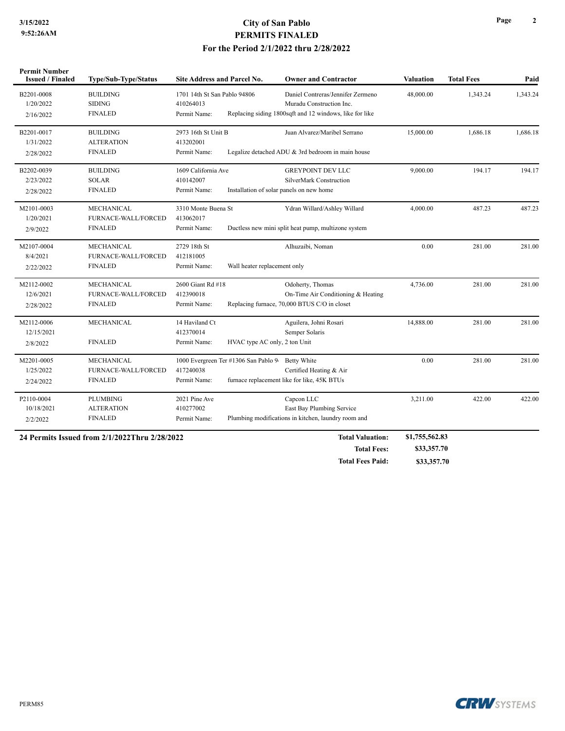# City of San Pablo
## PERMITS FINALED
### For the Period 2/1/2022 thru 2/28/2022

3/15/2022
9:52:26AM

| Permit Number Issued / Finaled | Type/Sub-Type/Status | Site Address and Parcel No. | Owner and Contractor | Valuation | Total Fees | Paid |
|---|---|---|---|---|---|---|
| B2201-0008<br>1/20/2022<br>2/16/2022 | BUILDING<br>SIDING<br>FINALED | 1701 14th St San Pablo 94806<br>410264013<br>Permit Name: Replacing siding 1800sqft and 12 windows, like for like | Daniel Contreras/Jennifer Zermeno<br>Muradu Construction Inc. | 48,000.00 | 1,343.24 | 1,343.24 |
| B2201-0017<br>1/31/2022<br>2/28/2022 | BUILDING<br>ALTERATION<br>FINALED | 2973 16th St Unit B<br>413202001<br>Permit Name: Legalize detached ADU & 3rd bedroom in main house | Juan Alvarez/Maribel Serrano | 15,000.00 | 1,686.18 | 1,686.18 |
| B2202-0039<br>2/23/2022<br>2/28/2022 | BUILDING<br>SOLAR<br>FINALED | 1609 California Ave<br>410142007<br>Permit Name: Installation of solar panels on new home | GREYPOINT DEV LLC<br>SilverMark Construction | 9,000.00 | 194.17 | 194.17 |
| M2101-0003<br>1/20/2021<br>2/9/2022 | MECHANICAL<br>FURNACE-WALL/FORCED<br>FINALED | 3310 Monte Buena St<br>413062017<br>Permit Name: Ductless new mini split heat pump, multizone system | Ydran Willard/Ashley Willard | 4,000.00 | 487.23 | 487.23 |
| M2107-0004<br>8/4/2021<br>2/22/2022 | MECHANICAL<br>FURNACE-WALL/FORCED<br>FINALED | 2729 18th St<br>412181005<br>Permit Name: Wall heater replacement only | Alhuzaibi, Noman | 0.00 | 281.00 | 281.00 |
| M2112-0002<br>12/6/2021<br>2/28/2022 | MECHANICAL<br>FURNACE-WALL/FORCED<br>FINALED | 2600 Giant Rd #18<br>412390018<br>Permit Name: Replacing furnace, 70,000 BTUS C/O in closet | Odoherty, Thomas<br>On-Time Air Conditioning & Heating | 4,736.00 | 281.00 | 281.00 |
| M2112-0006<br>12/15/2021<br>2/8/2022 | MECHANICAL<br><br>FINALED | 14 Haviland Ct<br>412370014<br>Permit Name: HVAC type AC only, 2 ton Unit | Aguilera, Johni Rosari<br>Semper Solaris | 14,888.00 | 281.00 | 281.00 |
| M2201-0005<br>1/25/2022<br>2/24/2022 | MECHANICAL<br>FURNACE-WALL/FORCED<br>FINALED | 1000 Evergreen Ter #1306 San Pablo 9<br>417240038<br>Permit Name: furnace replacement like for like, 45K BTUs | Betty White<br>Certified Heating & Air | 0.00 | 281.00 | 281.00 |
| P2110-0004<br>10/18/2021<br>2/2/2022 | PLUMBING<br>ALTERATION<br>FINALED | 2021 Pine Ave<br>410277002<br>Permit Name: Plumbing modifications in kitchen, laundry room and | Capcon LLC<br>East Bay Plumbing Service | 3,211.00 | 422.00 | 422.00 |

**24 Permits Issued from 2/1/2022Thru 2/28/2022**

| | |
|---|---|
| **Total Valuation:** | **$1,755,562.83** |
| **Total Fees:** | **$33,357.70** |
| **Total Fees Paid:** | **$33,357.70** |

PERM85